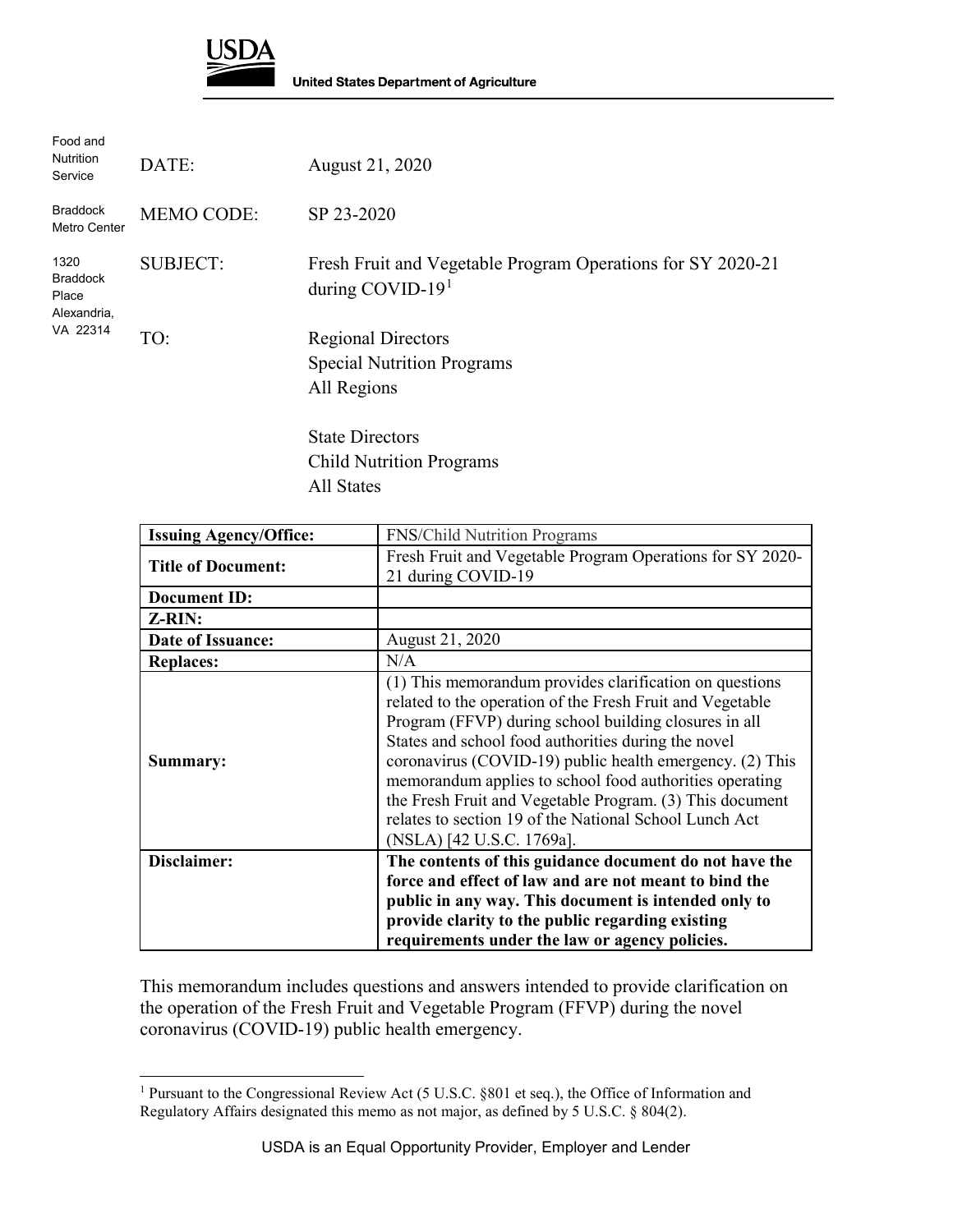**USDA**
**United States Department of Agriculture**

Food and Nutrition Service

Braddock Metro Center

1320 Braddock Place
Alexandria, VA 22314

DATE: August 21, 2020

MEMO CODE: SP 23-2020

SUBJECT: Fresh Fruit and Vegetable Program Operations for SY 2020-21 during COVID-19[1]

TO: Regional Directors
Special Nutrition Programs
All Regions

State Directors
Child Nutrition Programs
All States

| **Issuing Agency/Office:** | FNS/Child Nutrition Programs |
|---|---|
| **Title of Document:** | Fresh Fruit and Vegetable Program Operations for SY 2020-21 during COVID-19 |
| **Document ID:** | |
| **Z-RIN:** | |
| **Date of Issuance:** | August 21, 2020 |
| **Replaces:** | N/A |
| **Summary:** | (1) This memorandum provides clarification on questions related to the operation of the Fresh Fruit and Vegetable Program (FFVP) during school building closures in all States and school food authorities during the novel coronavirus (COVID-19) public health emergency. (2) This memorandum applies to school food authorities operating the Fresh Fruit and Vegetable Program. (3) This document relates to section 19 of the National School Lunch Act (NSLA) [42 U.S.C. 1769a]. |
| **Disclaimer:** | **The contents of this guidance document do not have the force and effect of law and are not meant to bind the public in any way. This document is intended only to provide clarity to the public regarding existing requirements under the law or agency policies.** |

This memorandum includes questions and answers intended to provide clarification on the operation of the Fresh Fruit and Vegetable Program (FFVP) during the novel coronavirus (COVID-19) public health emergency.

[1] Pursuant to the Congressional Review Act (5 U.S.C. §801 et seq.), the Office of Information and Regulatory Affairs designated this memo as not major, as defined by 5 U.S.C. § 804(2).

USDA is an Equal Opportunity Provider, Employer and Lender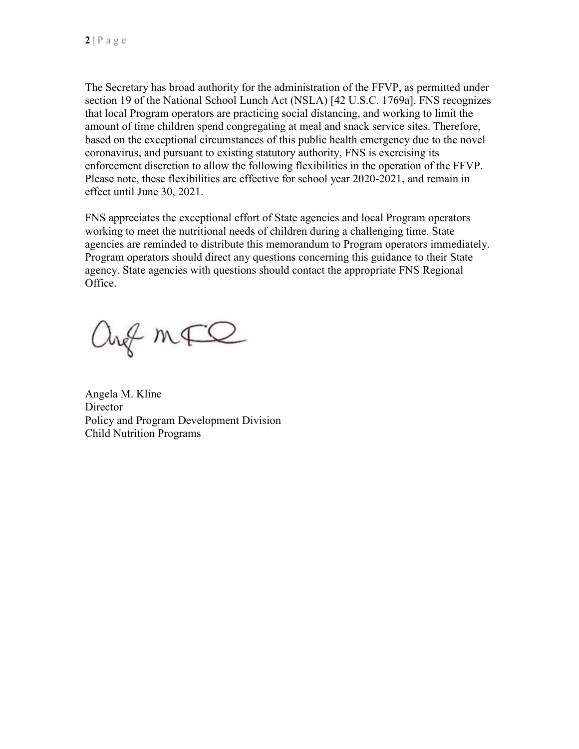The Secretary has broad authority for the administration of the FFVP, as permitted under section 19 of the National School Lunch Act (NSLA) [42 U.S.C. 1769a]. FNS recognizes that local Program operators are practicing social distancing, and working to limit the amount of time children spend congregating at meal and snack service sites. Therefore, based on the exceptional circumstances of this public health emergency due to the novel coronavirus, and pursuant to existing statutory authority, FNS is exercising its enforcement discretion to allow the following flexibilities in the operation of the FFVP. Please note, these flexibilities are effective for school year 2020-2021, and remain in effect until June 30, 2021.

FNS appreciates the exceptional effort of State agencies and local Program operators working to meet the nutritional needs of children during a challenging time. State agencies are reminded to distribute this memorandum to Program operators immediately. Program operators should direct any questions concerning this guidance to their State agency. State agencies with questions should contact the appropriate FNS Regional Office.

Angela M. Kline
Director
Policy and Program Development Division
Child Nutrition Programs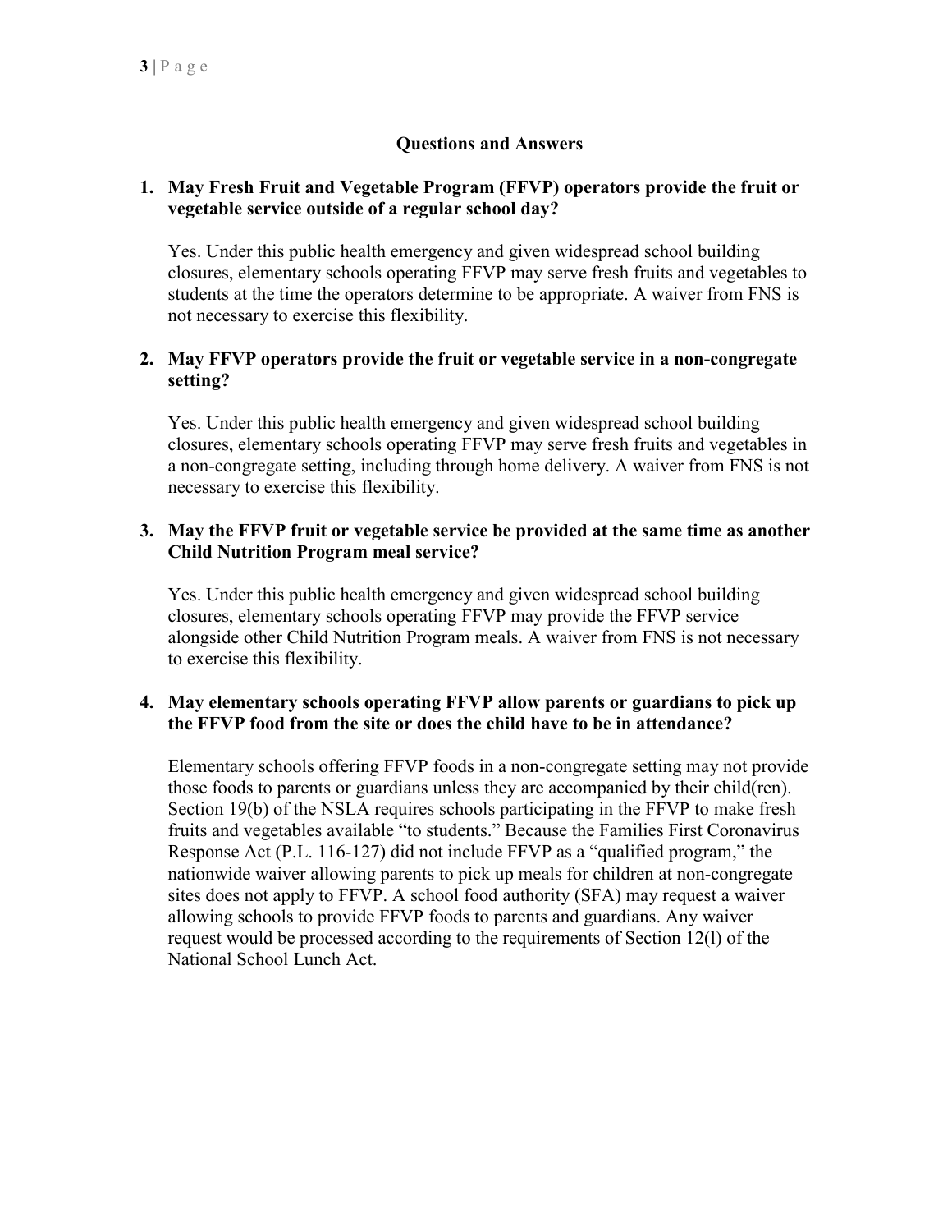## Questions and Answers

1. **May Fresh Fruit and Vegetable Program (FFVP) operators provide the fruit or vegetable service outside of a regular school day?**

   Yes. Under this public health emergency and given widespread school building closures, elementary schools operating FFVP may serve fresh fruits and vegetables to students at the time the operators determine to be appropriate. A waiver from FNS is not necessary to exercise this flexibility.

2. **May FFVP operators provide the fruit or vegetable service in a non-congregate setting?**

   Yes. Under this public health emergency and given widespread school building closures, elementary schools operating FFVP may serve fresh fruits and vegetables in a non-congregate setting, including through home delivery. A waiver from FNS is not necessary to exercise this flexibility.

3. **May the FFVP fruit or vegetable service be provided at the same time as another Child Nutrition Program meal service?**

   Yes. Under this public health emergency and given widespread school building closures, elementary schools operating FFVP may provide the FFVP service alongside other Child Nutrition Program meals. A waiver from FNS is not necessary to exercise this flexibility.

4. **May elementary schools operating FFVP allow parents or guardians to pick up the FFVP food from the site or does the child have to be in attendance?**

   Elementary schools offering FFVP foods in a non-congregate setting may not provide those foods to parents or guardians unless they are accompanied by their child(ren). Section 19(b) of the NSLA requires schools participating in the FFVP to make fresh fruits and vegetables available "to students." Because the Families First Coronavirus Response Act (P.L. 116-127) did not include FFVP as a "qualified program," the nationwide waiver allowing parents to pick up meals for children at non-congregate sites does not apply to FFVP. A school food authority (SFA) may request a waiver allowing schools to provide FFVP foods to parents and guardians. Any waiver request would be processed according to the requirements of Section 12(l) of the National School Lunch Act.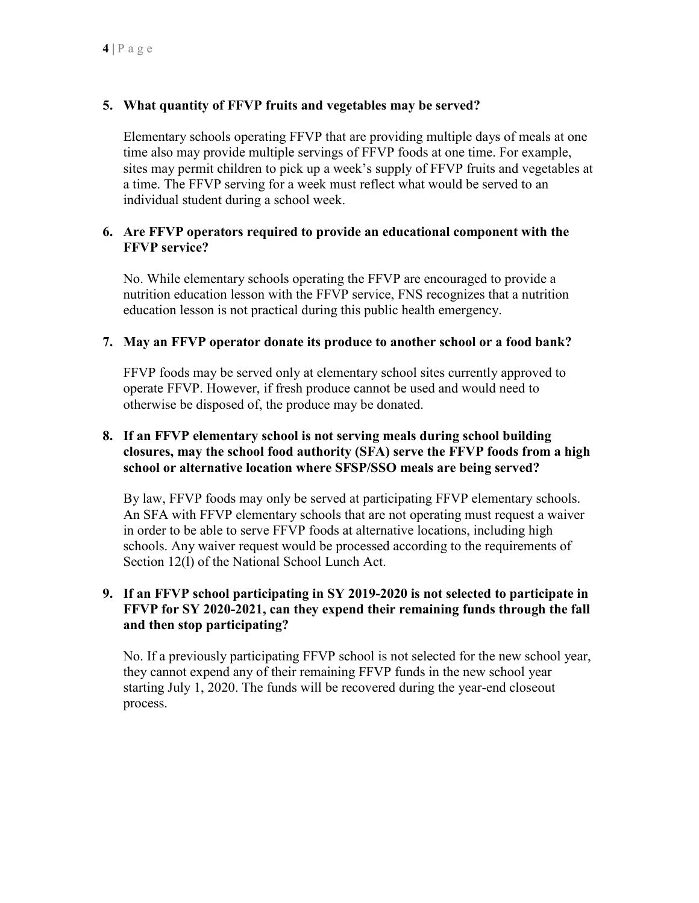**5. What quantity of FFVP fruits and vegetables may be served?**

Elementary schools operating FFVP that are providing multiple days of meals at one time also may provide multiple servings of FFVP foods at one time. For example, sites may permit children to pick up a week's supply of FFVP fruits and vegetables at a time. The FFVP serving for a week must reflect what would be served to an individual student during a school week.

**6. Are FFVP operators required to provide an educational component with the FFVP service?**

No. While elementary schools operating the FFVP are encouraged to provide a nutrition education lesson with the FFVP service, FNS recognizes that a nutrition education lesson is not practical during this public health emergency.

**7. May an FFVP operator donate its produce to another school or a food bank?**

FFVP foods may be served only at elementary school sites currently approved to operate FFVP. However, if fresh produce cannot be used and would need to otherwise be disposed of, the produce may be donated.

**8. If an FFVP elementary school is not serving meals during school building closures, may the school food authority (SFA) serve the FFVP foods from a high school or alternative location where SFSP/SSO meals are being served?**

By law, FFVP foods may only be served at participating FFVP elementary schools. An SFA with FFVP elementary schools that are not operating must request a waiver in order to be able to serve FFVP foods at alternative locations, including high schools. Any waiver request would be processed according to the requirements of Section 12(l) of the National School Lunch Act.

**9. If an FFVP school participating in SY 2019-2020 is not selected to participate in FFVP for SY 2020-2021, can they expend their remaining funds through the fall and then stop participating?**

No. If a previously participating FFVP school is not selected for the new school year, they cannot expend any of their remaining FFVP funds in the new school year starting July 1, 2020. The funds will be recovered during the year-end closeout process.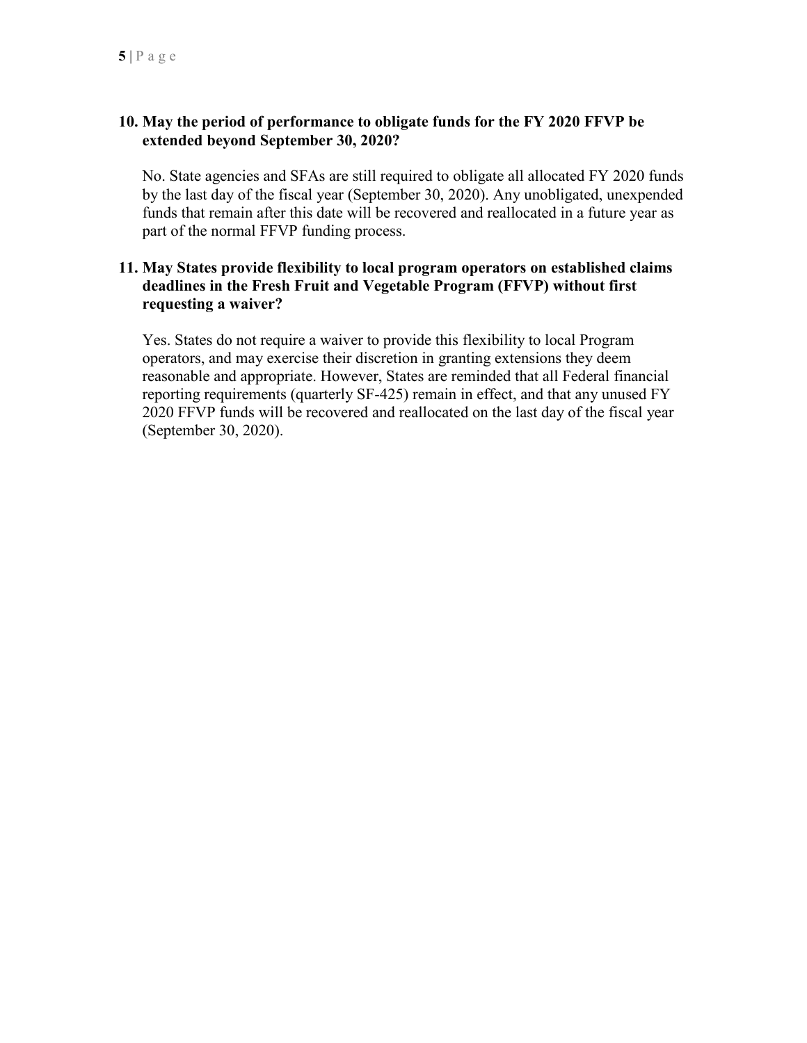**10. May the period of performance to obligate funds for the FY 2020 FFVP be extended beyond September 30, 2020?**

No. State agencies and SFAs are still required to obligate all allocated FY 2020 funds by the last day of the fiscal year (September 30, 2020). Any unobligated, unexpended funds that remain after this date will be recovered and reallocated in a future year as part of the normal FFVP funding process.

**11. May States provide flexibility to local program operators on established claims deadlines in the Fresh Fruit and Vegetable Program (FFVP) without first requesting a waiver?**

Yes. States do not require a waiver to provide this flexibility to local Program operators, and may exercise their discretion in granting extensions they deem reasonable and appropriate. However, States are reminded that all Federal financial reporting requirements (quarterly SF-425) remain in effect, and that any unused FY 2020 FFVP funds will be recovered and reallocated on the last day of the fiscal year (September 30, 2020).